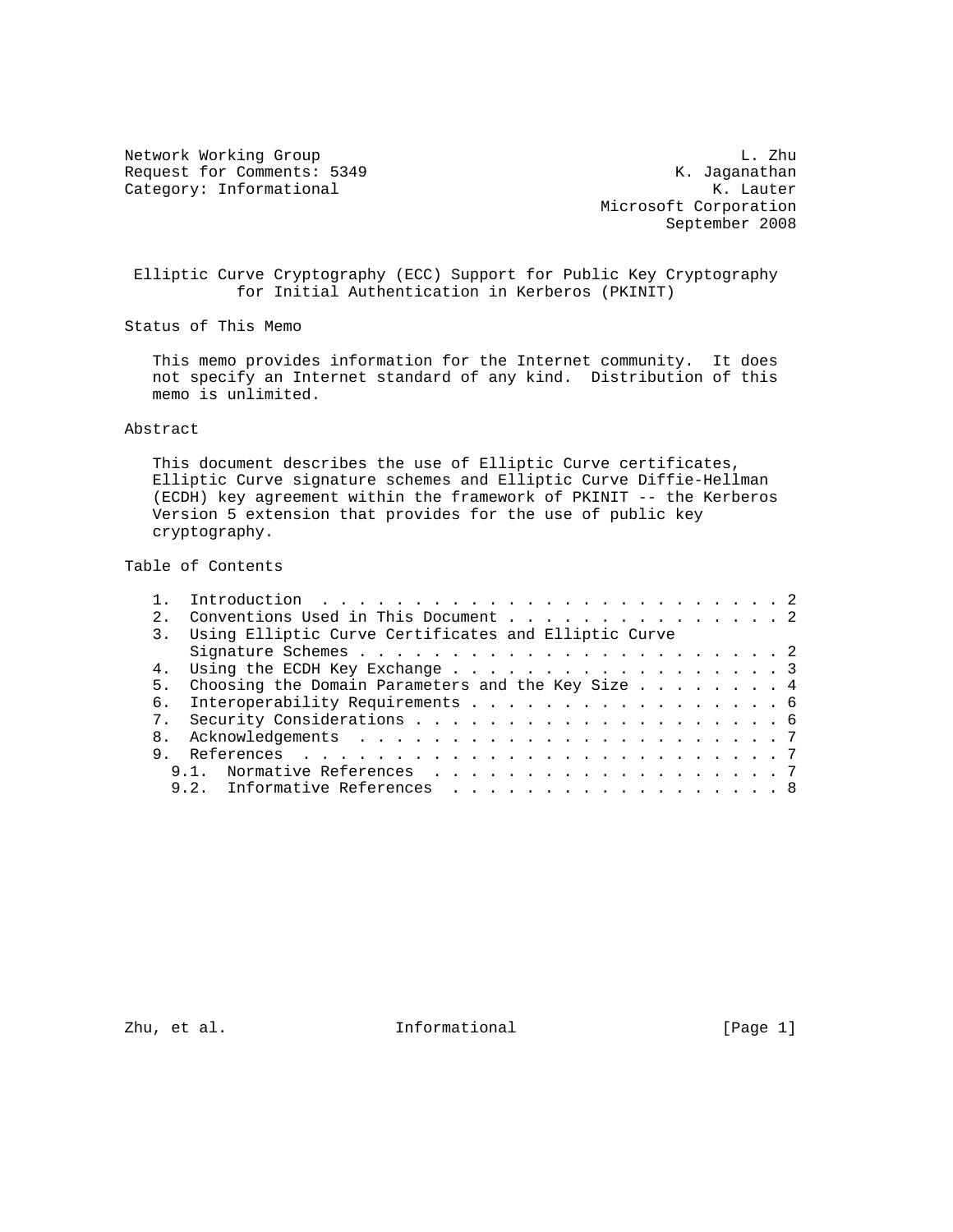Network Working Group L. Zhu
Request for Comments: 5349 K. Jaganathan
Category: Informational K. Lauter
Microsoft Corporation
September 2008

# Elliptic Curve Cryptography (ECC) Support for Public Key Cryptography for Initial Authentication in Kerberos (PKINIT)

## Status of This Memo

This memo provides information for the Internet community. It does not specify an Internet standard of any kind. Distribution of this memo is unlimited.

## Abstract

This document describes the use of Elliptic Curve certificates, Elliptic Curve signature schemes and Elliptic Curve Diffie-Hellman (ECDH) key agreement within the framework of PKINIT -- the Kerberos Version 5 extension that provides for the use of public key cryptography.

## Table of Contents

1. Introduction . . . . . . . . . . . . . . . . . . . . . . . . . 2
2. Conventions Used in This Document . . . . . . . . . . . . . . . 2
3. Using Elliptic Curve Certificates and Elliptic Curve Signature Schemes . . . . . . . . . . . . . . . . . . . . . . . 2
4. Using the ECDH Key Exchange . . . . . . . . . . . . . . . . . . 3
5. Choosing the Domain Parameters and the Key Size . . . . . . . . 4
6. Interoperability Requirements . . . . . . . . . . . . . . . . . 6
7. Security Considerations . . . . . . . . . . . . . . . . . . . . 6
8. Acknowledgements . . . . . . . . . . . . . . . . . . . . . . . 7
9. References . . . . . . . . . . . . . . . . . . . . . . . . . . 7
   9.1. Normative References . . . . . . . . . . . . . . . . . . . 7
   9.2. Informative References . . . . . . . . . . . . . . . . . . 8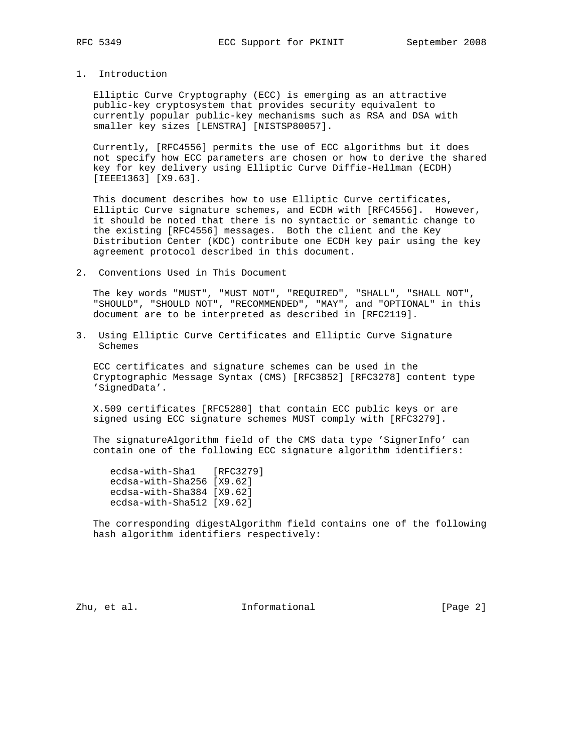## 1. Introduction

Elliptic Curve Cryptography (ECC) is emerging as an attractive public-key cryptosystem that provides security equivalent to currently popular public-key mechanisms such as RSA and DSA with smaller key sizes [LENSTRA] [NISTSP80057].

Currently, [RFC4556] permits the use of ECC algorithms but it does not specify how ECC parameters are chosen or how to derive the shared key for key delivery using Elliptic Curve Diffie-Hellman (ECDH) [IEEE1363] [X9.63].

This document describes how to use Elliptic Curve certificates, Elliptic Curve signature schemes, and ECDH with [RFC4556]. However, it should be noted that there is no syntactic or semantic change to the existing [RFC4556] messages. Both the client and the Key Distribution Center (KDC) contribute one ECDH key pair using the key agreement protocol described in this document.

## 2. Conventions Used in This Document

The key words "MUST", "MUST NOT", "REQUIRED", "SHALL", "SHALL NOT", "SHOULD", "SHOULD NOT", "RECOMMENDED", "MAY", and "OPTIONAL" in this document are to be interpreted as described in [RFC2119].

## 3. Using Elliptic Curve Certificates and Elliptic Curve Signature Schemes

ECC certificates and signature schemes can be used in the Cryptographic Message Syntax (CMS) [RFC3852] [RFC3278] content type 'SignedData'.

X.509 certificates [RFC5280] that contain ECC public keys or are signed using ECC signature schemes MUST comply with [RFC3279].

The signatureAlgorithm field of the CMS data type 'SignerInfo' can contain one of the following ECC signature algorithm identifiers:

```
ecdsa-with-Sha1   [RFC3279]
ecdsa-with-Sha256 [X9.62]
ecdsa-with-Sha384 [X9.62]
ecdsa-with-Sha512 [X9.62]
```

The corresponding digestAlgorithm field contains one of the following hash algorithm identifiers respectively: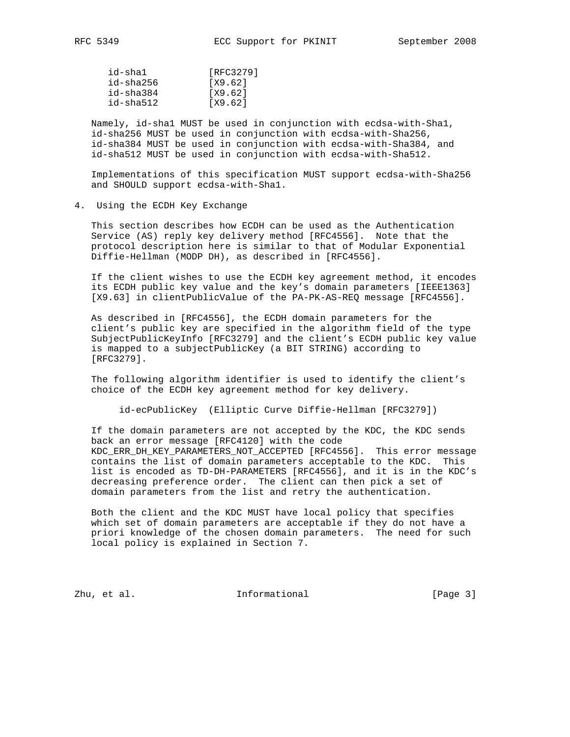```
id-sha1          [RFC3279]
id-sha256        [X9.62]
id-sha384        [X9.62]
id-sha512        [X9.62]
```

Namely, id-sha1 MUST be used in conjunction with ecdsa-with-Sha1, id-sha256 MUST be used in conjunction with ecdsa-with-Sha256, id-sha384 MUST be used in conjunction with ecdsa-with-Sha384, and id-sha512 MUST be used in conjunction with ecdsa-with-Sha512.

Implementations of this specification MUST support ecdsa-with-Sha256 and SHOULD support ecdsa-with-Sha1.

## 4. Using the ECDH Key Exchange

This section describes how ECDH can be used as the Authentication Service (AS) reply key delivery method [RFC4556]. Note that the protocol description here is similar to that of Modular Exponential Diffie-Hellman (MODP DH), as described in [RFC4556].

If the client wishes to use the ECDH key agreement method, it encodes its ECDH public key value and the key's domain parameters [IEEE1363] [X9.63] in clientPublicValue of the PA-PK-AS-REQ message [RFC4556].

As described in [RFC4556], the ECDH domain parameters for the client's public key are specified in the algorithm field of the type SubjectPublicKeyInfo [RFC3279] and the client's ECDH public key value is mapped to a subjectPublicKey (a BIT STRING) according to [RFC3279].

The following algorithm identifier is used to identify the client's choice of the ECDH key agreement method for key delivery.

```
id-ecPublicKey  (Elliptic Curve Diffie-Hellman [RFC3279])
```

If the domain parameters are not accepted by the KDC, the KDC sends back an error message [RFC4120] with the code KDC_ERR_DH_KEY_PARAMETERS_NOT_ACCEPTED [RFC4556]. This error message contains the list of domain parameters acceptable to the KDC. This list is encoded as TD-DH-PARAMETERS [RFC4556], and it is in the KDC's decreasing preference order. The client can then pick a set of domain parameters from the list and retry the authentication.

Both the client and the KDC MUST have local policy that specifies which set of domain parameters are acceptable if they do not have a priori knowledge of the chosen domain parameters. The need for such local policy is explained in Section 7.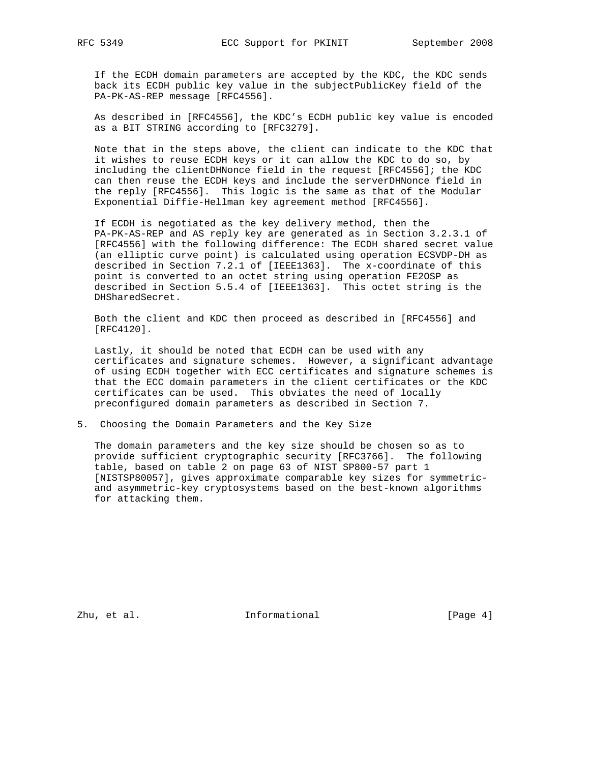If the ECDH domain parameters are accepted by the KDC, the KDC sends back its ECDH public key value in the subjectPublicKey field of the PA-PK-AS-REP message [RFC4556].

As described in [RFC4556], the KDC's ECDH public key value is encoded as a BIT STRING according to [RFC3279].

Note that in the steps above, the client can indicate to the KDC that it wishes to reuse ECDH keys or it can allow the KDC to do so, by including the clientDHNonce field in the request [RFC4556]; the KDC can then reuse the ECDH keys and include the serverDHNonce field in the reply [RFC4556]. This logic is the same as that of the Modular Exponential Diffie-Hellman key agreement method [RFC4556].

If ECDH is negotiated as the key delivery method, then the PA-PK-AS-REP and AS reply key are generated as in Section 3.2.3.1 of [RFC4556] with the following difference: The ECDH shared secret value (an elliptic curve point) is calculated using operation ECSVDP-DH as described in Section 7.2.1 of [IEEE1363]. The x-coordinate of this point is converted to an octet string using operation FE2OSP as described in Section 5.5.4 of [IEEE1363]. This octet string is the DHSharedSecret.

Both the client and KDC then proceed as described in [RFC4556] and [RFC4120].

Lastly, it should be noted that ECDH can be used with any certificates and signature schemes. However, a significant advantage of using ECDH together with ECC certificates and signature schemes is that the ECC domain parameters in the client certificates or the KDC certificates can be used. This obviates the need of locally preconfigured domain parameters as described in Section 7.

## 5. Choosing the Domain Parameters and the Key Size

The domain parameters and the key size should be chosen so as to provide sufficient cryptographic security [RFC3766]. The following table, based on table 2 on page 63 of NIST SP800-57 part 1 [NISTSP80057], gives approximate comparable key sizes for symmetric- and asymmetric-key cryptosystems based on the best-known algorithms for attacking them.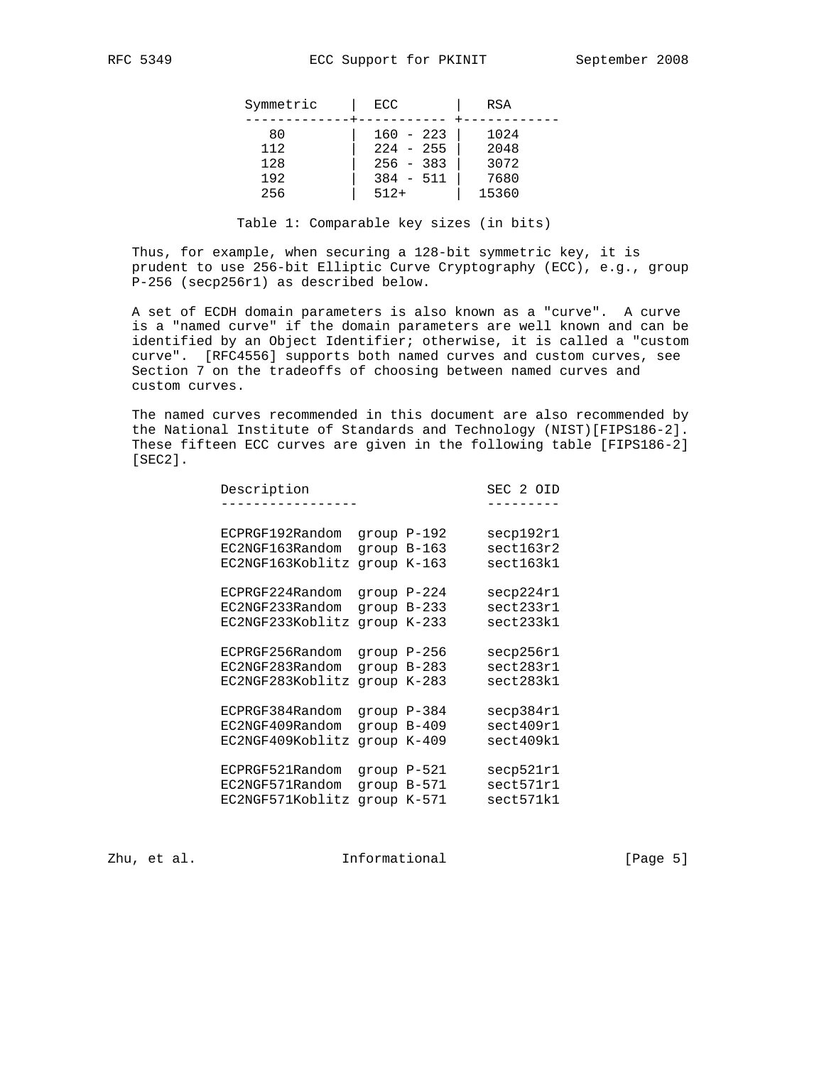| Symmetric | ECC | RSA |
|---|---|---|
| 80 | 160 - 223 | 1024 |
| 112 | 224 - 255 | 2048 |
| 128 | 256 - 383 | 3072 |
| 192 | 384 - 511 | 7680 |
| 256 | 512+ | 15360 |

Table 1: Comparable key sizes (in bits)

Thus, for example, when securing a 128-bit symmetric key, it is prudent to use 256-bit Elliptic Curve Cryptography (ECC), e.g., group P-256 (secp256r1) as described below.

A set of ECDH domain parameters is also known as a "curve". A curve is a "named curve" if the domain parameters are well known and can be identified by an Object Identifier; otherwise, it is called a "custom curve". [RFC4556] supports both named curves and custom curves, see Section 7 on the tradeoffs of choosing between named curves and custom curves.

The named curves recommended in this document are also recommended by the National Institute of Standards and Technology (NIST)[FIPS186-2]. These fifteen ECC curves are given in the following table [FIPS186-2] [SEC2].

| Description | SEC 2 OID |
|---|---|
| ECPRGF192Random group P-192 | secp192r1 |
| EC2NGF163Random group B-163 | sect163r2 |
| EC2NGF163Koblitz group K-163 | sect163k1 |
| ECPRGF224Random group P-224 | secp224r1 |
| EC2NGF233Random group B-233 | sect233r1 |
| EC2NGF233Koblitz group K-233 | sect233k1 |
| ECPRGF256Random group P-256 | secp256r1 |
| EC2NGF283Random group B-283 | sect283r1 |
| EC2NGF283Koblitz group K-283 | sect283k1 |
| ECPRGF384Random group P-384 | secp384r1 |
| EC2NGF409Random group B-409 | sect409r1 |
| EC2NGF409Koblitz group K-409 | sect409k1 |
| ECPRGF521Random group P-521 | secp521r1 |
| EC2NGF571Random group B-571 | sect571r1 |
| EC2NGF571Koblitz group K-571 | sect571k1 |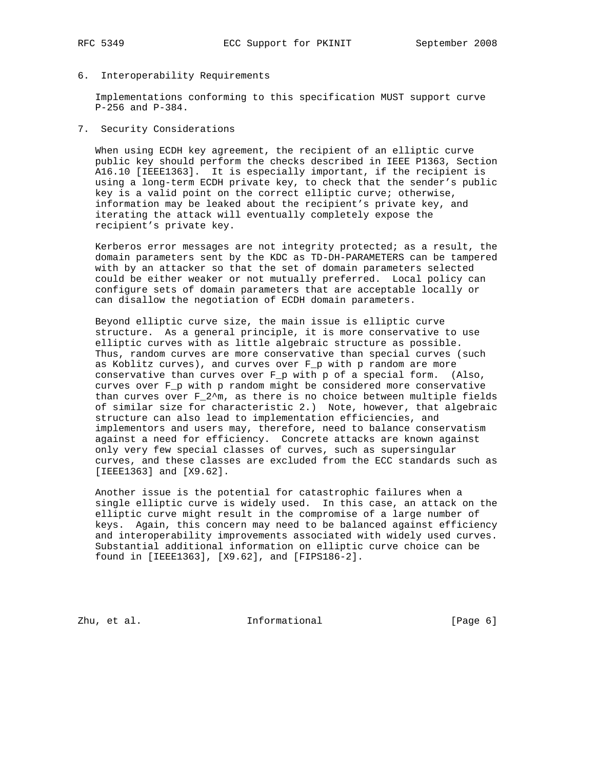## 6. Interoperability Requirements

Implementations conforming to this specification MUST support curve P-256 and P-384.

## 7. Security Considerations

When using ECDH key agreement, the recipient of an elliptic curve public key should perform the checks described in IEEE P1363, Section A16.10 [IEEE1363]. It is especially important, if the recipient is using a long-term ECDH private key, to check that the sender's public key is a valid point on the correct elliptic curve; otherwise, information may be leaked about the recipient's private key, and iterating the attack will eventually completely expose the recipient's private key.

Kerberos error messages are not integrity protected; as a result, the domain parameters sent by the KDC as TD-DH-PARAMETERS can be tampered with by an attacker so that the set of domain parameters selected could be either weaker or not mutually preferred. Local policy can configure sets of domain parameters that are acceptable locally or can disallow the negotiation of ECDH domain parameters.

Beyond elliptic curve size, the main issue is elliptic curve structure. As a general principle, it is more conservative to use elliptic curves with as little algebraic structure as possible. Thus, random curves are more conservative than special curves (such as Koblitz curves), and curves over $F_p$ with p random are more conservative than curves over $F_p$ with p of a special form. (Also, curves over $F_p$ with p random might be considered more conservative than curves over $F_{2^m}$, as there is no choice between multiple fields of similar size for characteristic 2.) Note, however, that algebraic structure can also lead to implementation efficiencies, and implementors and users may, therefore, need to balance conservatism against a need for efficiency. Concrete attacks are known against only very few special classes of curves, such as supersingular curves, and these classes are excluded from the ECC standards such as [IEEE1363] and [X9.62].

Another issue is the potential for catastrophic failures when a single elliptic curve is widely used. In this case, an attack on the elliptic curve might result in the compromise of a large number of keys. Again, this concern may need to be balanced against efficiency and interoperability improvements associated with widely used curves. Substantial additional information on elliptic curve choice can be found in [IEEE1363], [X9.62], and [FIPS186-2].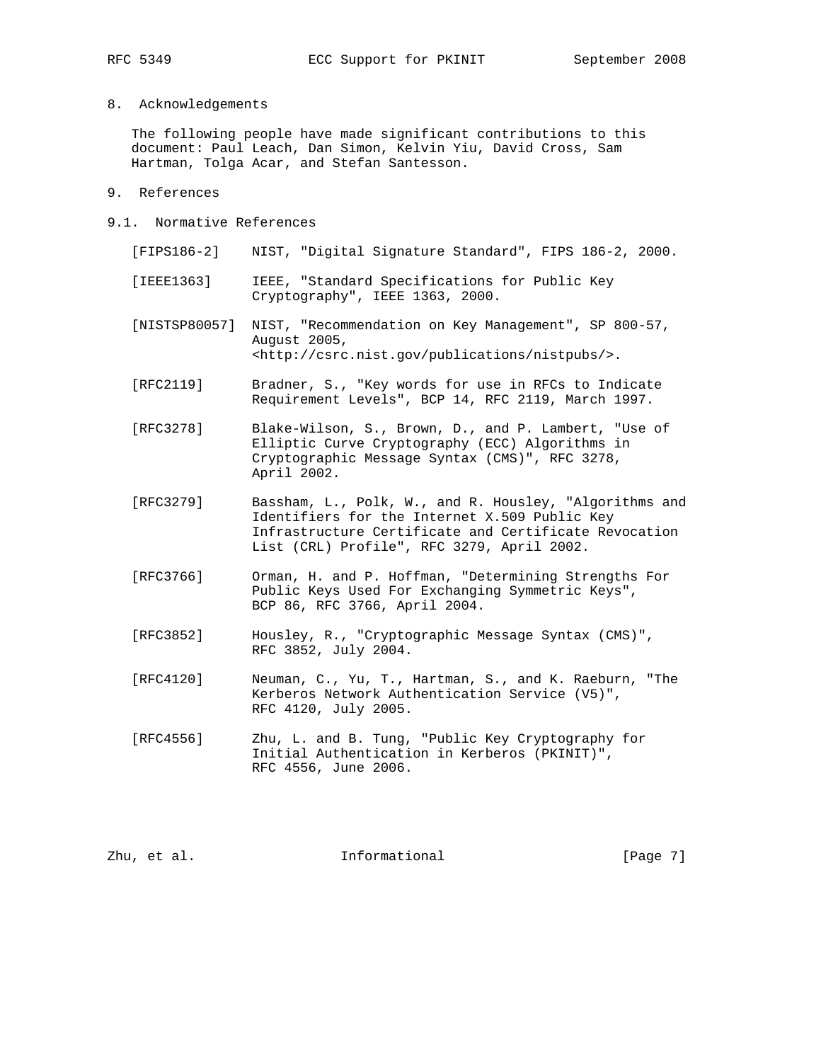## 8. Acknowledgements

The following people have made significant contributions to this document: Paul Leach, Dan Simon, Kelvin Yiu, David Cross, Sam Hartman, Tolga Acar, and Stefan Santesson.

## 9. References

### 9.1. Normative References

[FIPS186-2] NIST, "Digital Signature Standard", FIPS 186-2, 2000.

[IEEE1363] IEEE, "Standard Specifications for Public Key Cryptography", IEEE 1363, 2000.

[NISTSP80057] NIST, "Recommendation on Key Management", SP 800-57, August 2005, <http://csrc.nist.gov/publications/nistpubs/>.

[RFC2119] Bradner, S., "Key words for use in RFCs to Indicate Requirement Levels", BCP 14, RFC 2119, March 1997.

[RFC3278] Blake-Wilson, S., Brown, D., and P. Lambert, "Use of Elliptic Curve Cryptography (ECC) Algorithms in Cryptographic Message Syntax (CMS)", RFC 3278, April 2002.

[RFC3279] Bassham, L., Polk, W., and R. Housley, "Algorithms and Identifiers for the Internet X.509 Public Key Infrastructure Certificate and Certificate Revocation List (CRL) Profile", RFC 3279, April 2002.

[RFC3766] Orman, H. and P. Hoffman, "Determining Strengths For Public Keys Used For Exchanging Symmetric Keys", BCP 86, RFC 3766, April 2004.

[RFC3852] Housley, R., "Cryptographic Message Syntax (CMS)", RFC 3852, July 2004.

[RFC4120] Neuman, C., Yu, T., Hartman, S., and K. Raeburn, "The Kerberos Network Authentication Service (V5)", RFC 4120, July 2005.

[RFC4556] Zhu, L. and B. Tung, "Public Key Cryptography for Initial Authentication in Kerberos (PKINIT)", RFC 4556, June 2006.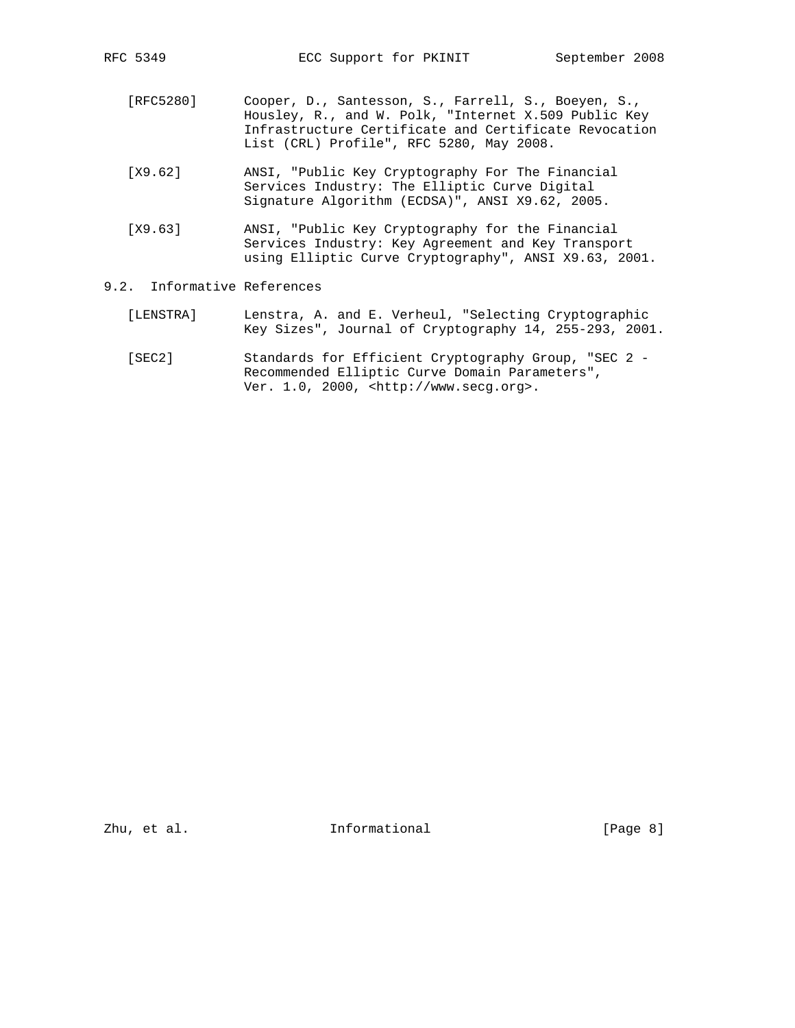[RFC5280] Cooper, D., Santesson, S., Farrell, S., Boeyen, S., Housley, R., and W. Polk, "Internet X.509 Public Key Infrastructure Certificate and Certificate Revocation List (CRL) Profile", RFC 5280, May 2008.

[X9.62] ANSI, "Public Key Cryptography For The Financial Services Industry: The Elliptic Curve Digital Signature Algorithm (ECDSA)", ANSI X9.62, 2005.

[X9.63] ANSI, "Public Key Cryptography for the Financial Services Industry: Key Agreement and Key Transport using Elliptic Curve Cryptography", ANSI X9.63, 2001.

## 9.2. Informative References

[LENSTRA] Lenstra, A. and E. Verheul, "Selecting Cryptographic Key Sizes", Journal of Cryptography 14, 255-293, 2001.

[SEC2] Standards for Efficient Cryptography Group, "SEC 2 - Recommended Elliptic Curve Domain Parameters", Ver. 1.0, 2000, <http://www.secg.org>.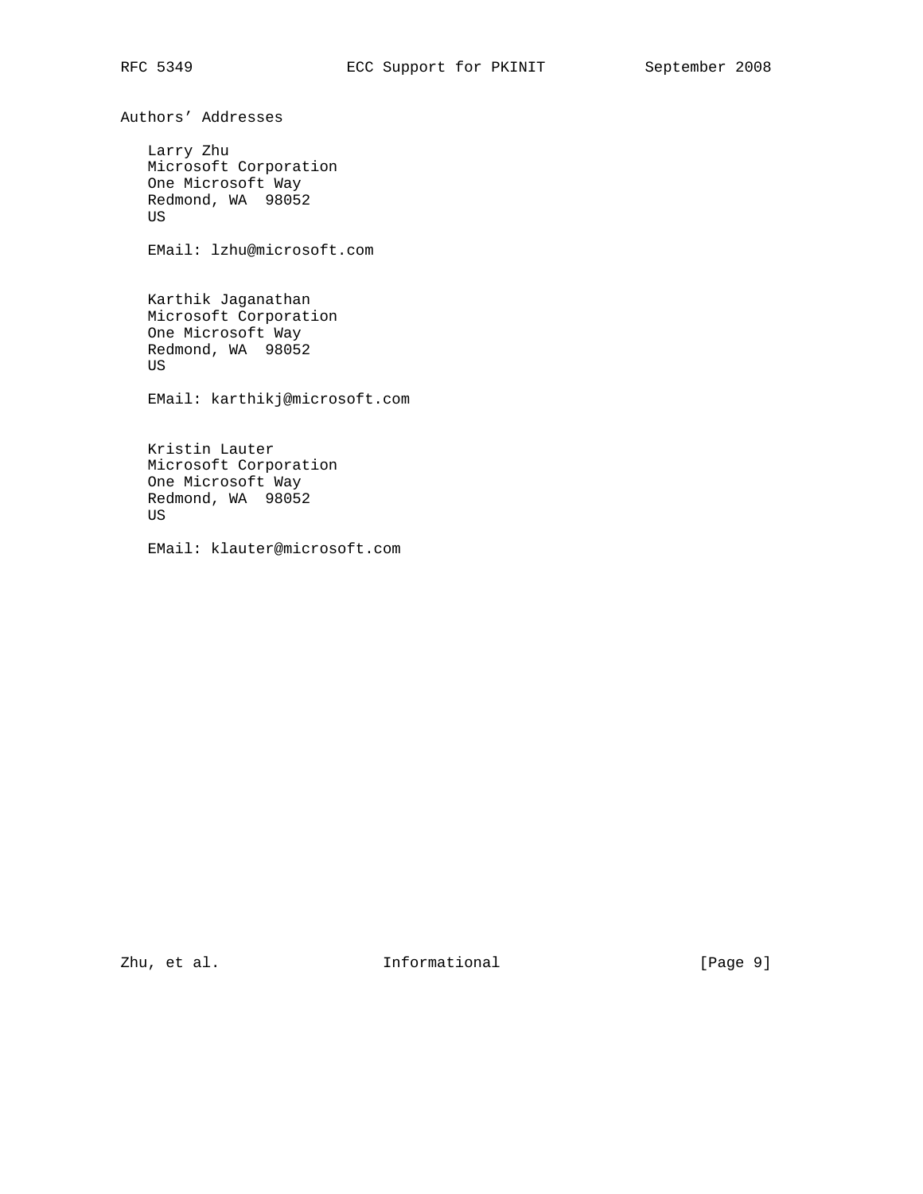## Authors' Addresses

Larry Zhu
Microsoft Corporation
One Microsoft Way
Redmond, WA 98052
US

EMail: lzhu@microsoft.com

Karthik Jaganathan
Microsoft Corporation
One Microsoft Way
Redmond, WA 98052
US

EMail: karthikj@microsoft.com

Kristin Lauter
Microsoft Corporation
One Microsoft Way
Redmond, WA 98052
US

EMail: klauter@microsoft.com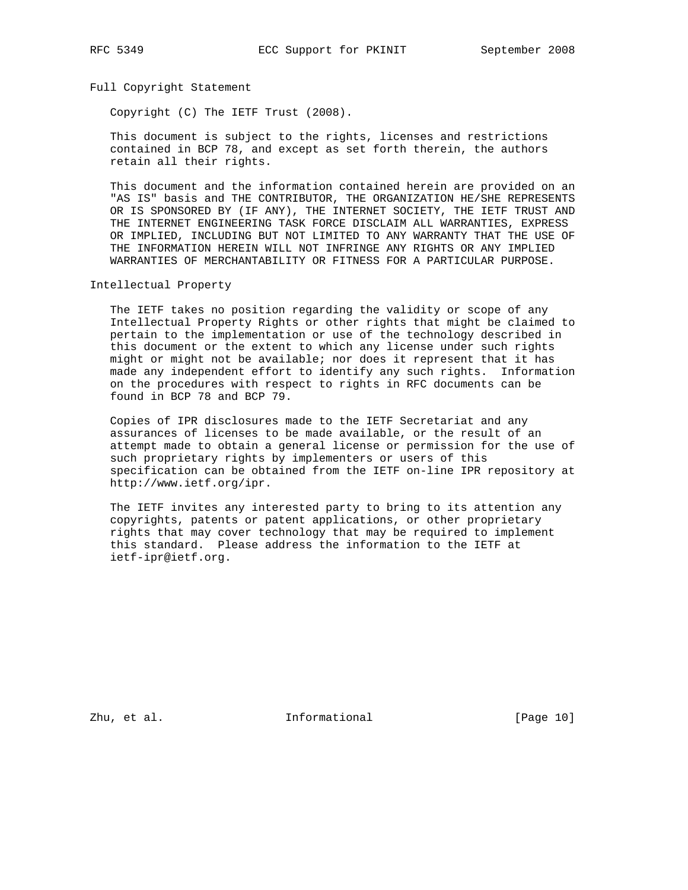## Full Copyright Statement

Copyright (C) The IETF Trust (2008).

This document is subject to the rights, licenses and restrictions contained in BCP 78, and except as set forth therein, the authors retain all their rights.

This document and the information contained herein are provided on an "AS IS" basis and THE CONTRIBUTOR, THE ORGANIZATION HE/SHE REPRESENTS OR IS SPONSORED BY (IF ANY), THE INTERNET SOCIETY, THE IETF TRUST AND THE INTERNET ENGINEERING TASK FORCE DISCLAIM ALL WARRANTIES, EXPRESS OR IMPLIED, INCLUDING BUT NOT LIMITED TO ANY WARRANTY THAT THE USE OF THE INFORMATION HEREIN WILL NOT INFRINGE ANY RIGHTS OR ANY IMPLIED WARRANTIES OF MERCHANTABILITY OR FITNESS FOR A PARTICULAR PURPOSE.

## Intellectual Property

The IETF takes no position regarding the validity or scope of any Intellectual Property Rights or other rights that might be claimed to pertain to the implementation or use of the technology described in this document or the extent to which any license under such rights might or might not be available; nor does it represent that it has made any independent effort to identify any such rights. Information on the procedures with respect to rights in RFC documents can be found in BCP 78 and BCP 79.

Copies of IPR disclosures made to the IETF Secretariat and any assurances of licenses to be made available, or the result of an attempt made to obtain a general license or permission for the use of such proprietary rights by implementers or users of this specification can be obtained from the IETF on-line IPR repository at http://www.ietf.org/ipr.

The IETF invites any interested party to bring to its attention any copyrights, patents or patent applications, or other proprietary rights that may cover technology that may be required to implement this standard. Please address the information to the IETF at ietf-ipr@ietf.org.